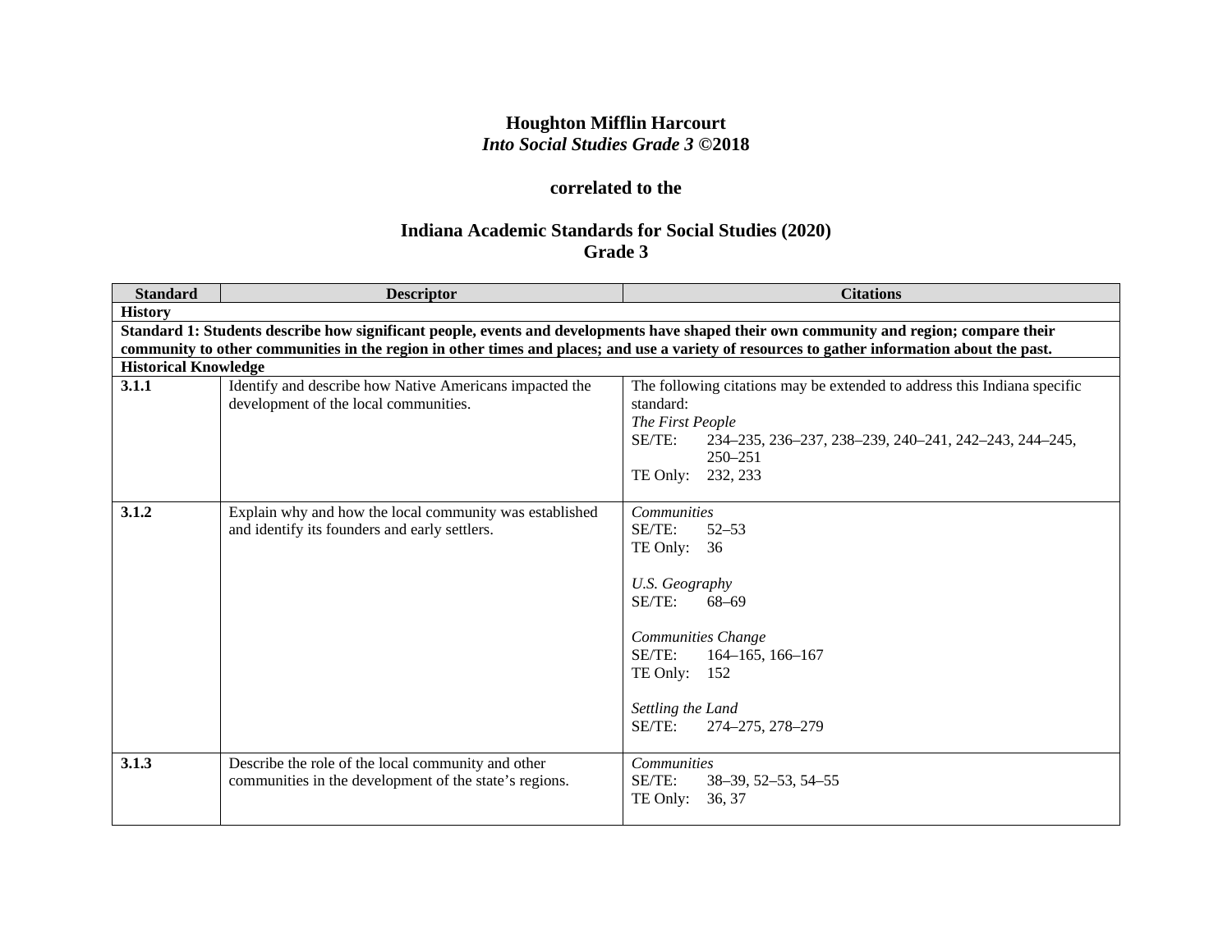# Houghton Mifflin Harcourt
## *Into Social Studies Grade 3* ©2018

### correlated to the

## Indiana Academic Standards for Social Studies (2020)
## Grade 3

| Standard | Descriptor | Citations |
|---|---|---|
| **History** | | |
| **Standard 1: Students describe how significant people, events and developments have shaped their own community and region; compare their community to other communities in the region in other times and places; and use a variety of resources to gather information about the past.** | | |
| **Historical Knowledge** | | |
| **3.1.1** | Identify and describe how Native Americans impacted the development of the local communities. | The following citations may be extended to address this Indiana specific standard:<br>*The First People*<br>SE/TE: 234–235, 236–237, 238–239, 240–241, 242–243, 244–245, 250–251<br>TE Only: 232, 233 |
| **3.1.2** | Explain why and how the local community was established and identify its founders and early settlers. | *Communities*<br>SE/TE: 52–53<br>TE Only: 36<br><br>*U.S. Geography*<br>SE/TE: 68–69<br><br>*Communities Change*<br>SE/TE: 164–165, 166–167<br>TE Only: 152<br><br>*Settling the Land*<br>SE/TE: 274–275, 278–279 |
| **3.1.3** | Describe the role of the local community and other communities in the development of the state's regions. | *Communities*<br>SE/TE: 38–39, 52–53, 54–55<br>TE Only: 36, 37 |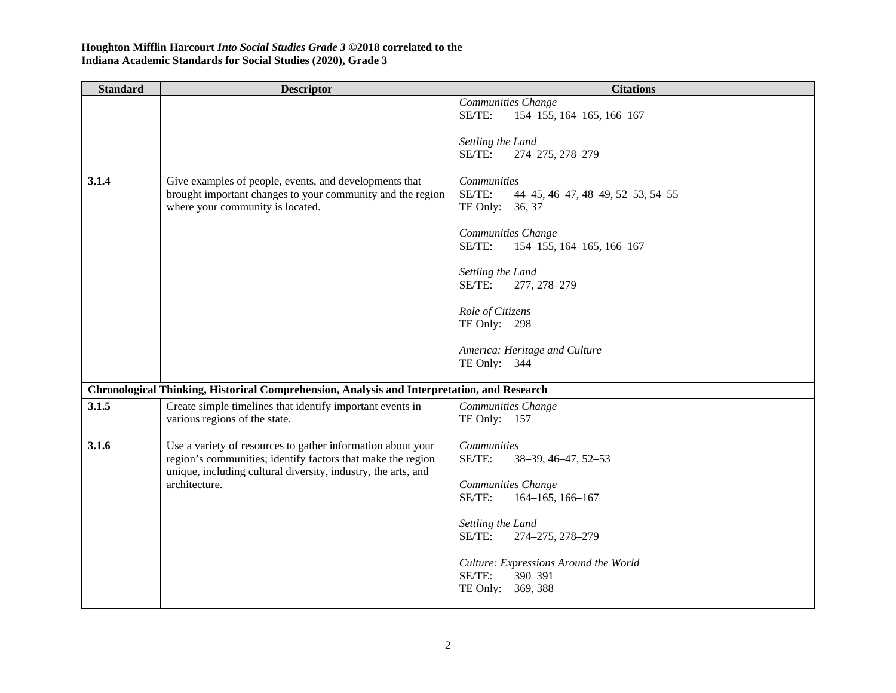**Houghton Mifflin Harcourt *Into Social Studies Grade 3* ©2018 correlated to the**
**Indiana Academic Standards for Social Studies (2020), Grade 3**

| Standard | Descriptor | Citations |
|---|---|---|
| | | *Communities Change*<br>SE/TE: 154–155, 164–165, 166–167<br><br>*Settling the Land*<br>SE/TE: 274–275, 278–279 |
| **3.1.4** | Give examples of people, events, and developments that brought important changes to your community and the region where your community is located. | *Communities*<br>SE/TE: 44–45, 46–47, 48–49, 52–53, 54–55<br>TE Only: 36, 37<br><br>*Communities Change*<br>SE/TE: 154–155, 164–165, 166–167<br><br>*Settling the Land*<br>SE/TE: 277, 278–279<br><br>*Role of Citizens*<br>TE Only: 298<br><br>*America: Heritage and Culture*<br>TE Only: 344 |
| **Chronological Thinking, Historical Comprehension, Analysis and Interpretation, and Research** | | |
| **3.1.5** | Create simple timelines that identify important events in various regions of the state. | *Communities Change*<br>TE Only: 157 |
| **3.1.6** | Use a variety of resources to gather information about your region's communities; identify factors that make the region unique, including cultural diversity, industry, the arts, and architecture. | *Communities*<br>SE/TE: 38–39, 46–47, 52–53<br><br>*Communities Change*<br>SE/TE: 164–165, 166–167<br><br>*Settling the Land*<br>SE/TE: 274–275, 278–279<br><br>*Culture: Expressions Around the World*<br>SE/TE: 390–391<br>TE Only: 369, 388 |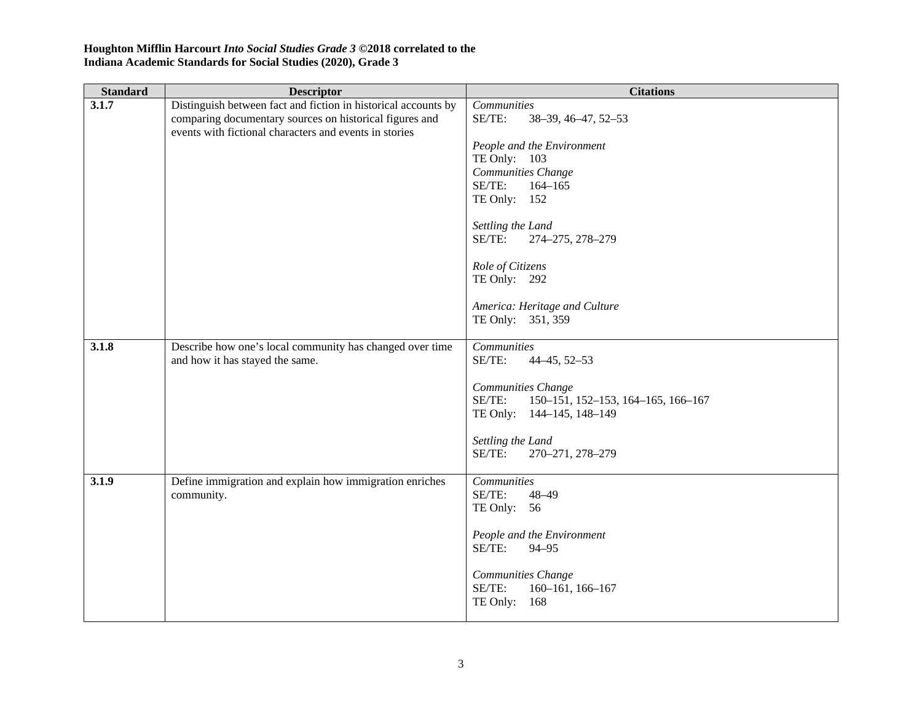**Houghton Mifflin Harcourt *Into Social Studies Grade 3* ©2018 correlated to the Indiana Academic Standards for Social Studies (2020), Grade 3**

| Standard | Descriptor | Citations |
|---|---|---|
| **3.1.7** | Distinguish between fact and fiction in historical accounts by comparing documentary sources on historical figures and events with fictional characters and events in stories | *Communities*<br>SE/TE: 38–39, 46–47, 52–53<br><br>*People and the Environment*<br>TE Only: 103<br>*Communities Change*<br>SE/TE: 164–165<br>TE Only: 152<br><br>*Settling the Land*<br>SE/TE: 274–275, 278–279<br><br>*Role of Citizens*<br>TE Only: 292<br><br>*America: Heritage and Culture*<br>TE Only: 351, 359 |
| **3.1.8** | Describe how one's local community has changed over time and how it has stayed the same. | *Communities*<br>SE/TE: 44–45, 52–53<br><br>*Communities Change*<br>SE/TE: 150–151, 152–153, 164–165, 166–167<br>TE Only: 144–145, 148–149<br><br>*Settling the Land*<br>SE/TE: 270–271, 278–279 |
| **3.1.9** | Define immigration and explain how immigration enriches community. | *Communities*<br>SE/TE: 48–49<br>TE Only: 56<br><br>*People and the Environment*<br>SE/TE: 94–95<br><br>*Communities Change*<br>SE/TE: 160–161, 166–167<br>TE Only: 168 |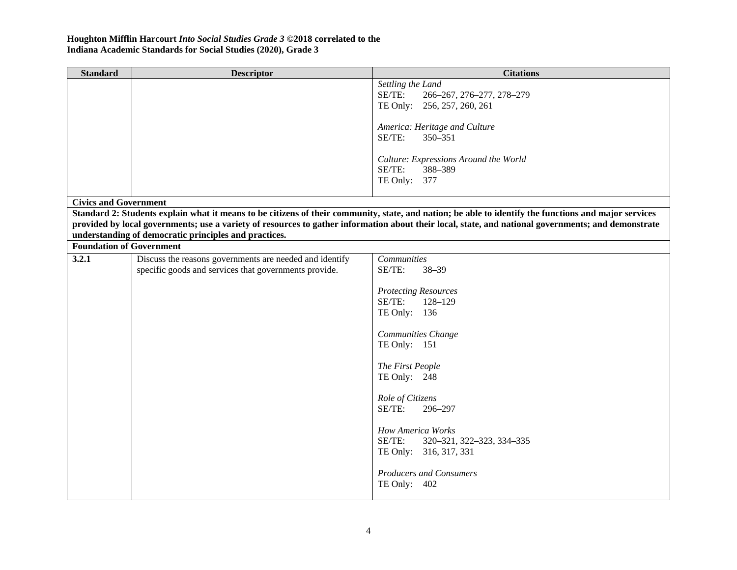**Houghton Mifflin Harcourt *Into Social Studies Grade 3* ©2018 correlated to the**
**Indiana Academic Standards for Social Studies (2020), Grade 3**

| Standard | Descriptor | Citations |
|---|---|---|
| | | *Settling the Land*<br>SE/TE: 266–267, 276–277, 278–279<br>TE Only: 256, 257, 260, 261<br><br>*America: Heritage and Culture*<br>SE/TE: 350–351<br><br>*Culture: Expressions Around the World*<br>SE/TE: 388–389<br>TE Only: 377 |
| **Civics and Government** | | |
| **Standard 2: Students explain what it means to be citizens of their community, state, and nation; be able to identify the functions and major services provided by local governments; use a variety of resources to gather information about their local, state, and national governments; and demonstrate understanding of democratic principles and practices.** | | |
| **Foundation of Government** | | |
| **3.2.1** | Discuss the reasons governments are needed and identify specific goods and services that governments provide. | *Communities*<br>SE/TE: 38–39<br><br>*Protecting Resources*<br>SE/TE: 128–129<br>TE Only: 136<br><br>*Communities Change*<br>TE Only: 151<br><br>*The First People*<br>TE Only: 248<br><br>*Role of Citizens*<br>SE/TE: 296–297<br><br>*How America Works*<br>SE/TE: 320–321, 322–323, 334–335<br>TE Only: 316, 317, 331<br><br>*Producers and Consumers*<br>TE Only: 402 |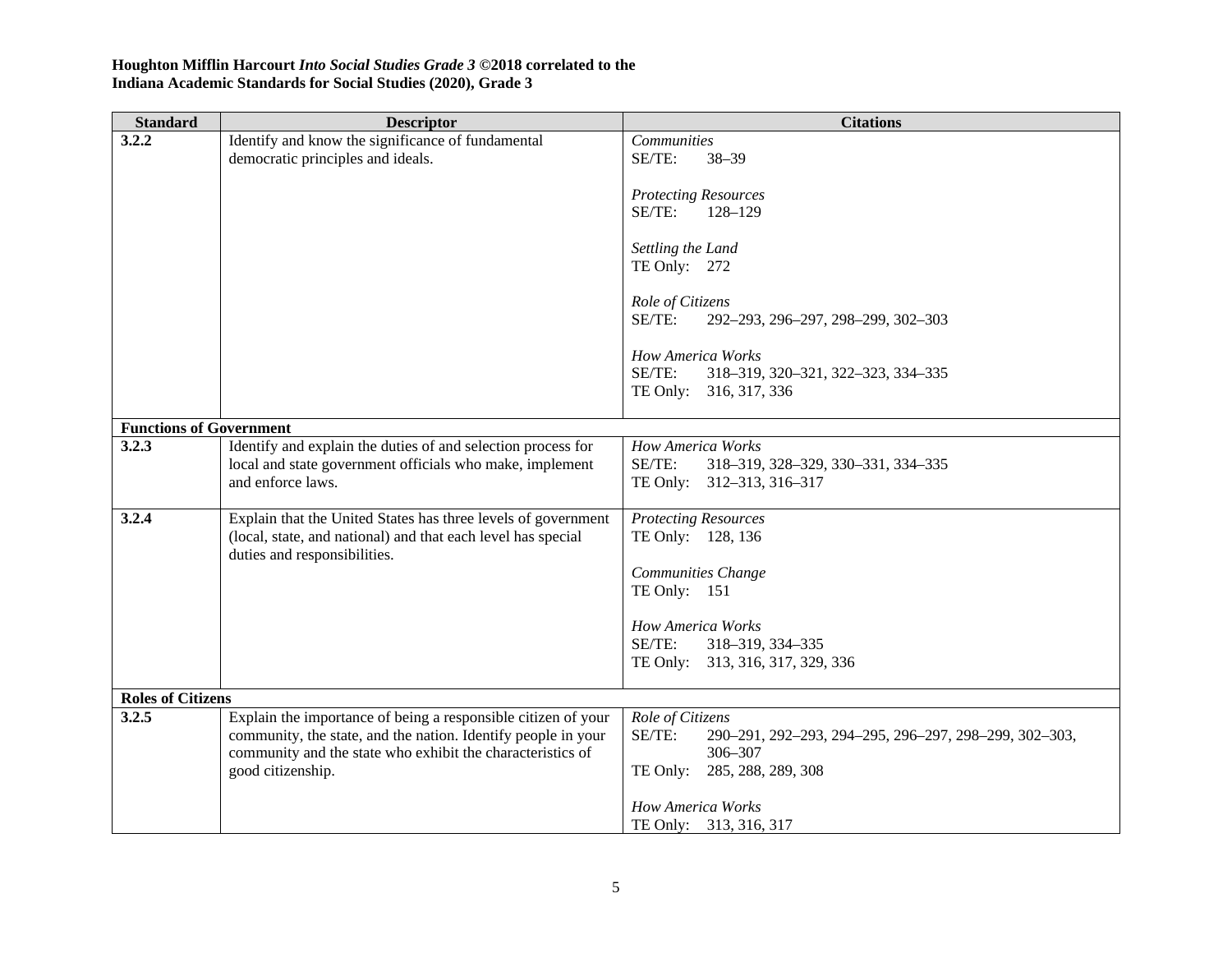**Houghton Mifflin Harcourt *Into Social Studies Grade 3* ©2018 correlated to the**
**Indiana Academic Standards for Social Studies (2020), Grade 3**

| Standard | Descriptor | Citations |
|---|---|---|
| **3.2.2** | Identify and know the significance of fundamental democratic principles and ideals. | *Communities*<br>SE/TE: 38–39<br><br>*Protecting Resources*<br>SE/TE: 128–129<br><br>*Settling the Land*<br>TE Only: 272<br><br>*Role of Citizens*<br>SE/TE: 292–293, 296–297, 298–299, 302–303<br><br>*How America Works*<br>SE/TE: 318–319, 320–321, 322–323, 334–335<br>TE Only: 316, 317, 336 |
| **Functions of Government** | | |
| **3.2.3** | Identify and explain the duties of and selection process for local and state government officials who make, implement and enforce laws. | *How America Works*<br>SE/TE: 318–319, 328–329, 330–331, 334–335<br>TE Only: 312–313, 316–317 |
| **3.2.4** | Explain that the United States has three levels of government (local, state, and national) and that each level has special duties and responsibilities. | *Protecting Resources*<br>TE Only: 128, 136<br><br>*Communities Change*<br>TE Only: 151<br><br>*How America Works*<br>SE/TE: 318–319, 334–335<br>TE Only: 313, 316, 317, 329, 336 |
| **Roles of Citizens** | | |
| **3.2.5** | Explain the importance of being a responsible citizen of your community, the state, and the nation. Identify people in your community and the state who exhibit the characteristics of good citizenship. | *Role of Citizens*<br>SE/TE: 290–291, 292–293, 294–295, 296–297, 298–299, 302–303, 306–307<br>TE Only: 285, 288, 289, 308<br><br>*How America Works*<br>TE Only: 313, 316, 317 |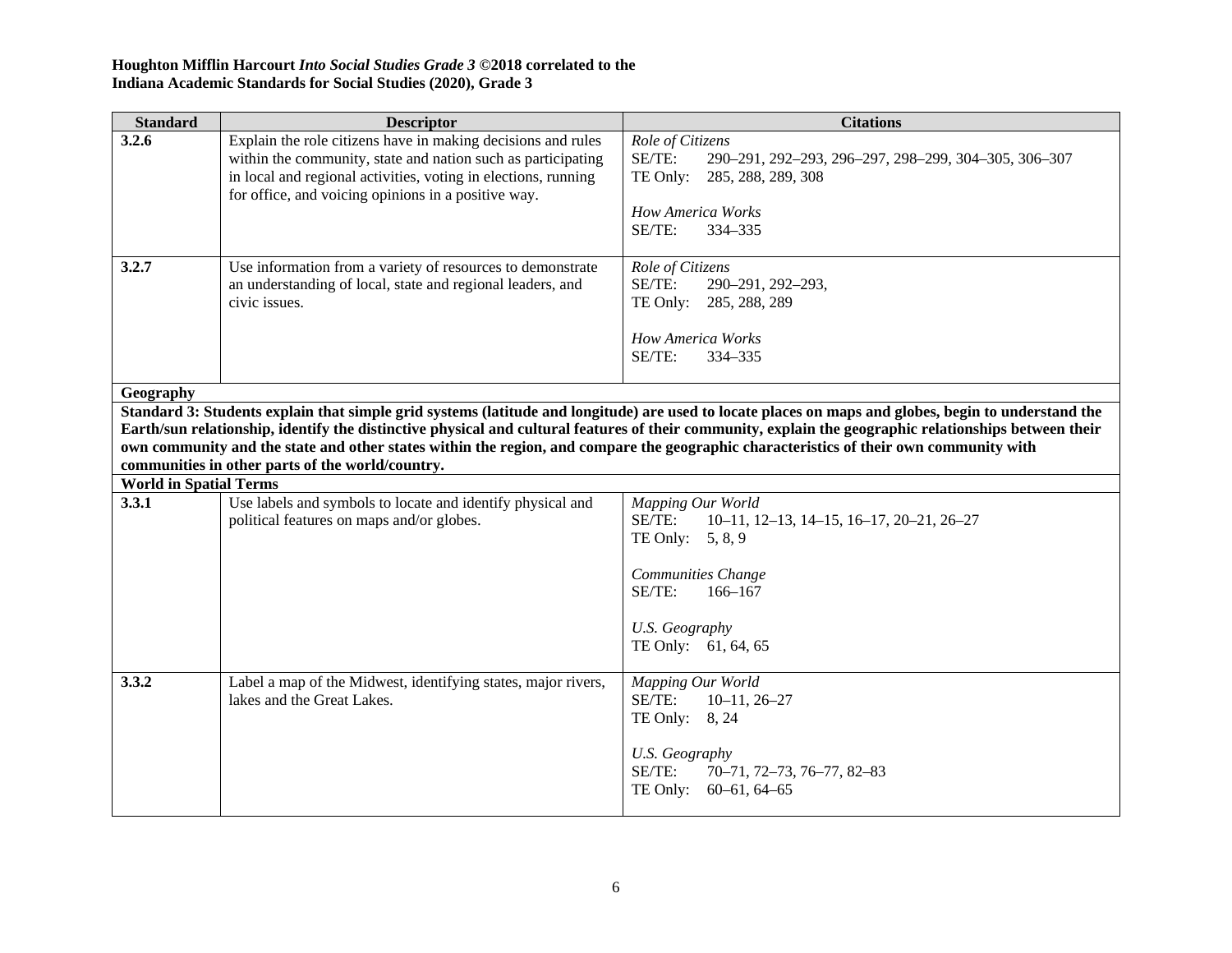**Houghton Mifflin Harcourt *Into Social Studies Grade 3* ©2018 correlated to the Indiana Academic Standards for Social Studies (2020), Grade 3**

| Standard | Descriptor | Citations |
|---|---|---|
| **3.2.6** | Explain the role citizens have in making decisions and rules within the community, state and nation such as participating in local and regional activities, voting in elections, running for office, and voicing opinions in a positive way. | *Role of Citizens*<br>SE/TE: 290–291, 292–293, 296–297, 298–299, 304–305, 306–307<br>TE Only: 285, 288, 289, 308<br><br>*How America Works*<br>SE/TE: 334–335 |
| **3.2.7** | Use information from a variety of resources to demonstrate an understanding of local, state and regional leaders, and civic issues. | *Role of Citizens*<br>SE/TE: 290–291, 292–293,<br>TE Only: 285, 288, 289<br><br>*How America Works*<br>SE/TE: 334–335 |
| **Geography** | | |
| **Standard 3: Students explain that simple grid systems (latitude and longitude) are used to locate places on maps and globes, begin to understand the Earth/sun relationship, identify the distinctive physical and cultural features of their community, explain the geographic relationships between their own community and the state and other states within the region, and compare the geographic characteristics of their own community with communities in other parts of the world/country.** | | |
| **World in Spatial Terms** | | |
| **3.3.1** | Use labels and symbols to locate and identify physical and political features on maps and/or globes. | *Mapping Our World*<br>SE/TE: 10–11, 12–13, 14–15, 16–17, 20–21, 26–27<br>TE Only: 5, 8, 9<br><br>*Communities Change*<br>SE/TE: 166–167<br><br>*U.S. Geography*<br>TE Only: 61, 64, 65 |
| **3.3.2** | Label a map of the Midwest, identifying states, major rivers, lakes and the Great Lakes. | *Mapping Our World*<br>SE/TE: 10–11, 26–27<br>TE Only: 8, 24<br><br>*U.S. Geography*<br>SE/TE: 70–71, 72–73, 76–77, 82–83<br>TE Only: 60–61, 64–65 |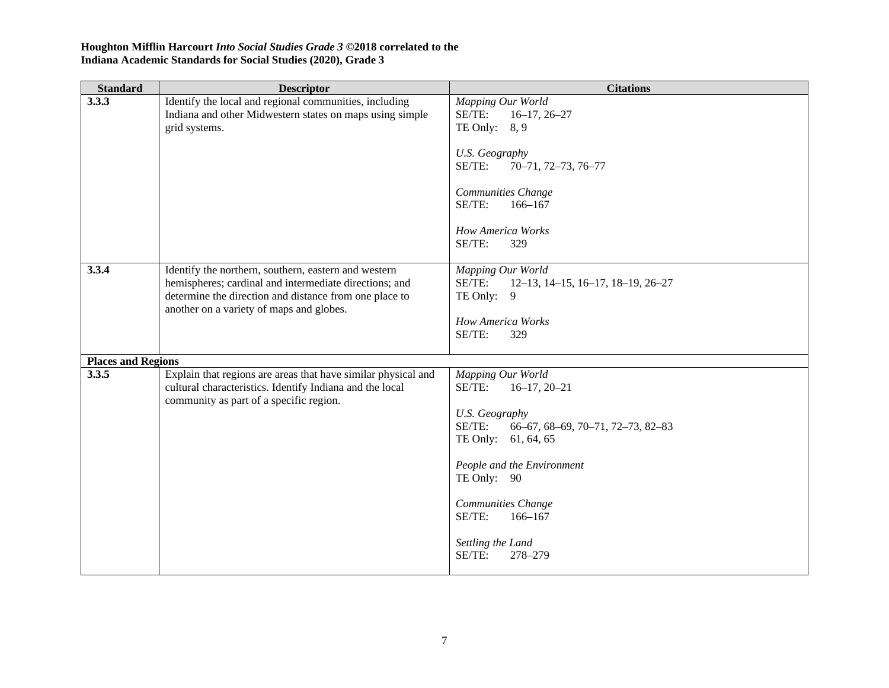**Houghton Mifflin Harcourt *Into Social Studies Grade 3* ©2018 correlated to the**
**Indiana Academic Standards for Social Studies (2020), Grade 3**

| Standard | Descriptor | Citations |
|---|---|---|
| **3.3.3** | Identify the local and regional communities, including Indiana and other Midwestern states on maps using simple grid systems. | *Mapping Our World*<br>SE/TE: 16–17, 26–27<br>TE Only: 8, 9<br><br>*U.S. Geography*<br>SE/TE: 70–71, 72–73, 76–77<br><br>*Communities Change*<br>SE/TE: 166–167<br><br>*How America Works*<br>SE/TE: 329 |
| **3.3.4** | Identify the northern, southern, eastern and western hemispheres; cardinal and intermediate directions; and determine the direction and distance from one place to another on a variety of maps and globes. | *Mapping Our World*<br>SE/TE: 12–13, 14–15, 16–17, 18–19, 26–27<br>TE Only: 9<br><br>*How America Works*<br>SE/TE: 329 |
| **Places and Regions** | | |
| **3.3.5** | Explain that regions are areas that have similar physical and cultural characteristics. Identify Indiana and the local community as part of a specific region. | *Mapping Our World*<br>SE/TE: 16–17, 20–21<br><br>*U.S. Geography*<br>SE/TE: 66–67, 68–69, 70–71, 72–73, 82–83<br>TE Only: 61, 64, 65<br><br>*People and the Environment*<br>TE Only: 90<br><br>*Communities Change*<br>SE/TE: 166–167<br><br>*Settling the Land*<br>SE/TE: 278–279 |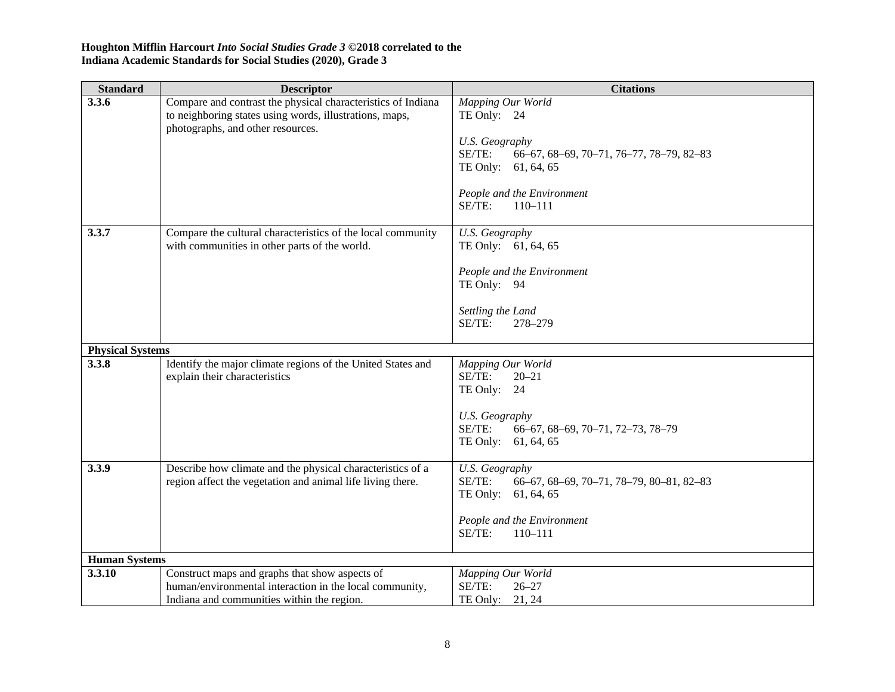**Houghton Mifflin Harcourt *Into Social Studies Grade 3* ©2018 correlated to the**
**Indiana Academic Standards for Social Studies (2020), Grade 3**

| Standard | Descriptor | Citations |
|---|---|---|
| **3.3.6** | Compare and contrast the physical characteristics of Indiana to neighboring states using words, illustrations, maps, photographs, and other resources. | *Mapping Our World*<br>TE Only: 24<br><br>*U.S. Geography*<br>SE/TE: 66–67, 68–69, 70–71, 76–77, 78–79, 82–83<br>TE Only: 61, 64, 65<br><br>*People and the Environment*<br>SE/TE: 110–111 |
| **3.3.7** | Compare the cultural characteristics of the local community with communities in other parts of the world. | *U.S. Geography*<br>TE Only: 61, 64, 65<br><br>*People and the Environment*<br>TE Only: 94<br><br>*Settling the Land*<br>SE/TE: 278–279 |
| **Physical Systems** | | |
| **3.3.8** | Identify the major climate regions of the United States and explain their characteristics | *Mapping Our World*<br>SE/TE: 20–21<br>TE Only: 24<br><br>*U.S. Geography*<br>SE/TE: 66–67, 68–69, 70–71, 72–73, 78–79<br>TE Only: 61, 64, 65 |
| **3.3.9** | Describe how climate and the physical characteristics of a region affect the vegetation and animal life living there. | *U.S. Geography*<br>SE/TE: 66–67, 68–69, 70–71, 78–79, 80–81, 82–83<br>TE Only: 61, 64, 65<br><br>*People and the Environment*<br>SE/TE: 110–111 |
| **Human Systems** | | |
| **3.3.10** | Construct maps and graphs that show aspects of human/environmental interaction in the local community, Indiana and communities within the region. | *Mapping Our World*<br>SE/TE: 26–27<br>TE Only: 21, 24 |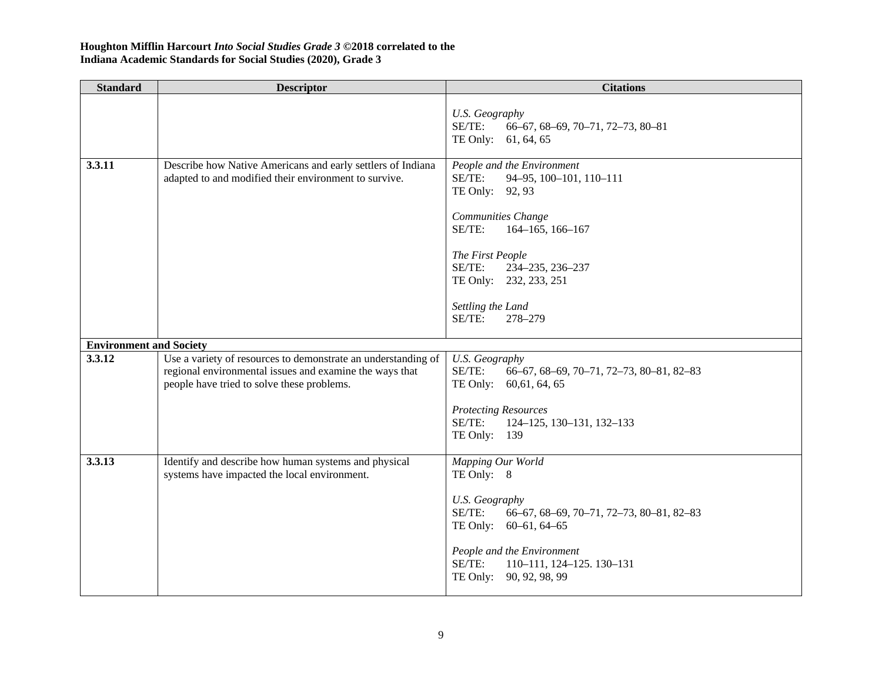**Houghton Mifflin Harcourt *Into Social Studies Grade 3* ©2018 correlated to the Indiana Academic Standards for Social Studies (2020), Grade 3**

| Standard | Descriptor | Citations |
|---|---|---|
| | | *U.S. Geography*<br>SE/TE: 66–67, 68–69, 70–71, 72–73, 80–81<br>TE Only: 61, 64, 65 |
| **3.3.11** | Describe how Native Americans and early settlers of Indiana adapted to and modified their environment to survive. | *People and the Environment*<br>SE/TE: 94–95, 100–101, 110–111<br>TE Only: 92, 93<br><br>*Communities Change*<br>SE/TE: 164–165, 166–167<br><br>*The First People*<br>SE/TE: 234–235, 236–237<br>TE Only: 232, 233, 251<br><br>*Settling the Land*<br>SE/TE: 278–279 |
| **Environment and Society** | | |
| **3.3.12** | Use a variety of resources to demonstrate an understanding of regional environmental issues and examine the ways that people have tried to solve these problems. | *U.S. Geography*<br>SE/TE: 66–67, 68–69, 70–71, 72–73, 80–81, 82–83<br>TE Only: 60,61, 64, 65<br><br>*Protecting Resources*<br>SE/TE: 124–125, 130–131, 132–133<br>TE Only: 139 |
| **3.3.13** | Identify and describe how human systems and physical systems have impacted the local environment. | *Mapping Our World*<br>TE Only: 8<br><br>*U.S. Geography*<br>SE/TE: 66–67, 68–69, 70–71, 72–73, 80–81, 82–83<br>TE Only: 60–61, 64–65<br><br>*People and the Environment*<br>SE/TE: 110–111, 124–125. 130–131<br>TE Only: 90, 92, 98, 99 |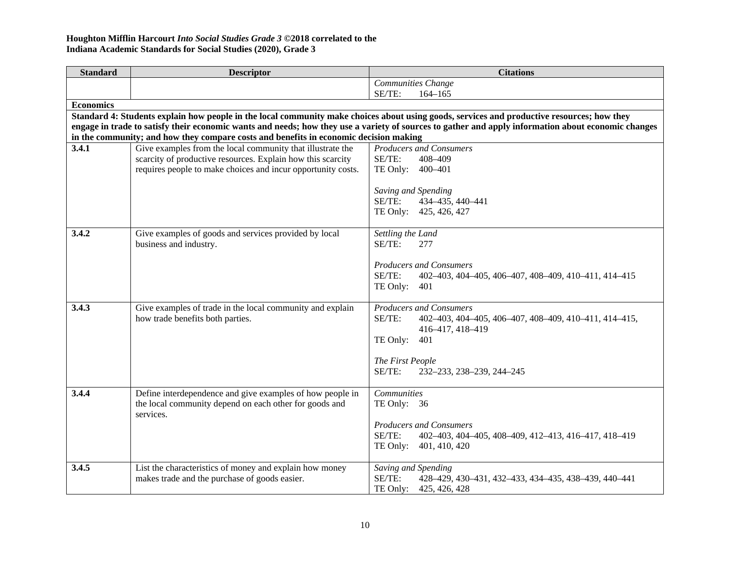**Houghton Mifflin Harcourt *Into Social Studies Grade 3* ©2018 correlated to the Indiana Academic Standards for Social Studies (2020), Grade 3**

| Standard | Descriptor | Citations |
|---|---|---|
| | | *Communities Change*<br>SE/TE: 164–165 |
| **Economics** | | |
| **Standard 4: Students explain how people in the local community make choices about using goods, services and productive resources; how they engage in trade to satisfy their economic wants and needs; how they use a variety of sources to gather and apply information about economic changes in the community; and how they compare costs and benefits in economic decision making** | | |
| **3.4.1** | Give examples from the local community that illustrate the scarcity of productive resources. Explain how this scarcity requires people to make choices and incur opportunity costs. | *Producers and Consumers*<br>SE/TE: 408–409<br>TE Only: 400–401<br><br>*Saving and Spending*<br>SE/TE: 434–435, 440–441<br>TE Only: 425, 426, 427 |
| **3.4.2** | Give examples of goods and services provided by local business and industry. | *Settling the Land*<br>SE/TE: 277<br><br>*Producers and Consumers*<br>SE/TE: 402–403, 404–405, 406–407, 408–409, 410–411, 414–415<br>TE Only: 401 |
| **3.4.3** | Give examples of trade in the local community and explain how trade benefits both parties. | *Producers and Consumers*<br>SE/TE: 402–403, 404–405, 406–407, 408–409, 410–411, 414–415, 416–417, 418–419<br>TE Only: 401<br><br>*The First People*<br>SE/TE: 232–233, 238–239, 244–245 |
| **3.4.4** | Define interdependence and give examples of how people in the local community depend on each other for goods and services. | *Communities*<br>TE Only: 36<br><br>*Producers and Consumers*<br>SE/TE: 402–403, 404–405, 408–409, 412–413, 416–417, 418–419<br>TE Only: 401, 410, 420 |
| **3.4.5** | List the characteristics of money and explain how money makes trade and the purchase of goods easier. | *Saving and Spending*<br>SE/TE: 428–429, 430–431, 432–433, 434–435, 438–439, 440–441<br>TE Only: 425, 426, 428 |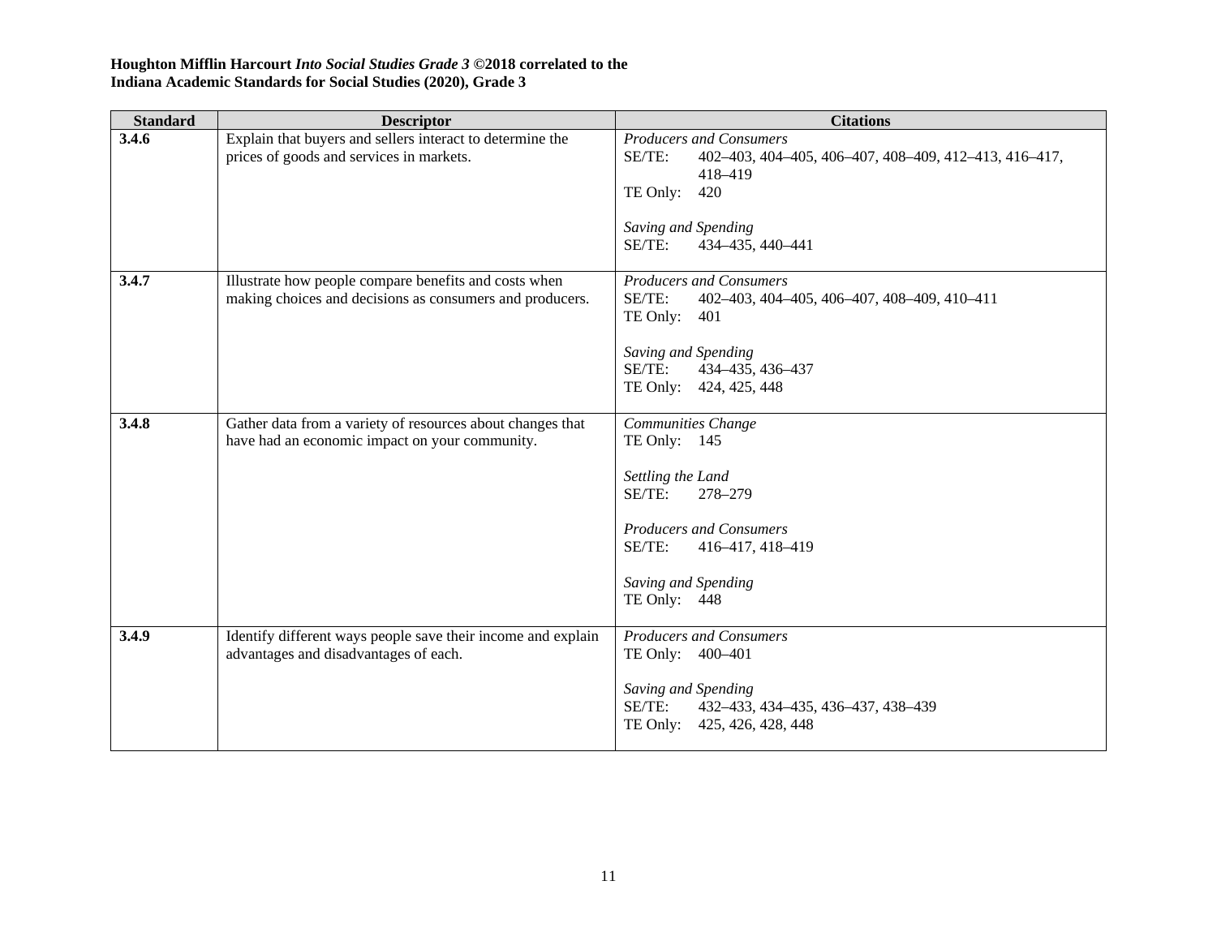**Houghton Mifflin Harcourt *Into Social Studies Grade 3* ©2018 correlated to the**
**Indiana Academic Standards for Social Studies (2020), Grade 3**

| Standard | Descriptor | Citations |
|---|---|---|
| **3.4.6** | Explain that buyers and sellers interact to determine the prices of goods and services in markets. | *Producers and Consumers*<br>SE/TE: 402–403, 404–405, 406–407, 408–409, 412–413, 416–417, 418–419<br>TE Only: 420<br><br>*Saving and Spending*<br>SE/TE: 434–435, 440–441 |
| **3.4.7** | Illustrate how people compare benefits and costs when making choices and decisions as consumers and producers. | *Producers and Consumers*<br>SE/TE: 402–403, 404–405, 406–407, 408–409, 410–411<br>TE Only: 401<br><br>*Saving and Spending*<br>SE/TE: 434–435, 436–437<br>TE Only: 424, 425, 448 |
| **3.4.8** | Gather data from a variety of resources about changes that have had an economic impact on your community. | *Communities Change*<br>TE Only: 145<br><br>*Settling the Land*<br>SE/TE: 278–279<br><br>*Producers and Consumers*<br>SE/TE: 416–417, 418–419<br><br>*Saving and Spending*<br>TE Only: 448 |
| **3.4.9** | Identify different ways people save their income and explain advantages and disadvantages of each. | *Producers and Consumers*<br>TE Only: 400–401<br><br>*Saving and Spending*<br>SE/TE: 432–433, 434–435, 436–437, 438–439<br>TE Only: 425, 426, 428, 448 |